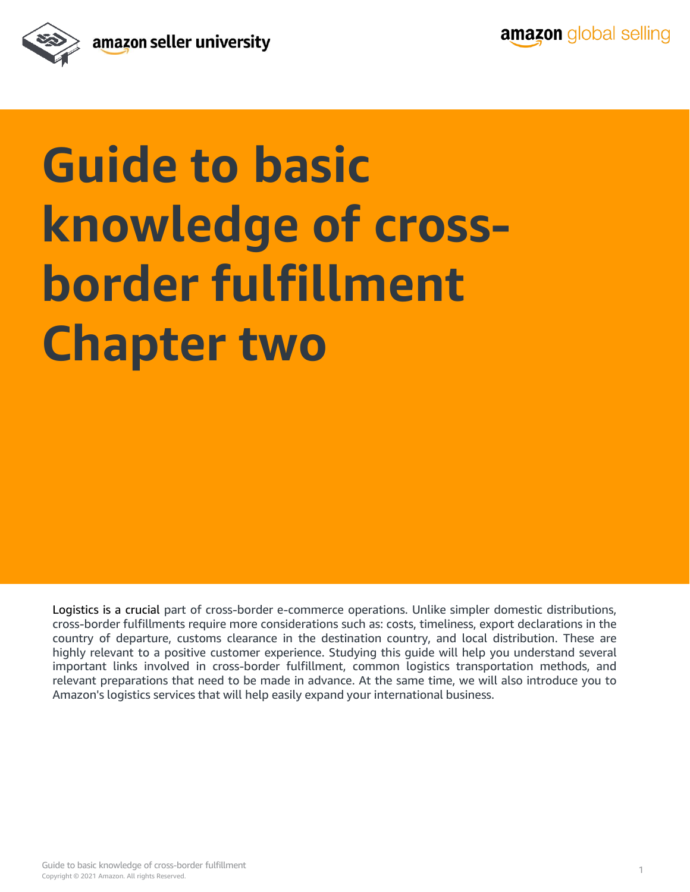# Guide to basic knowledge of cross-border fulfillment Chapter two

Logistics is a crucial part of cross-border e-commerce operations. Unlike simpler domestic distributions, cross-border fulfillments require more considerations such as: costs, timeliness, export declarations in the country of departure, customs clearance in the destination country, and local distribution. These are highly relevant to a positive customer experience. Studying this guide will help you understand several important links involved in cross-border fulfillment, common logistics transportation methods, and relevant preparations that need to be made in advance. At the same time, we will also introduce you to Amazon's logistics services that will help easily expand your international business.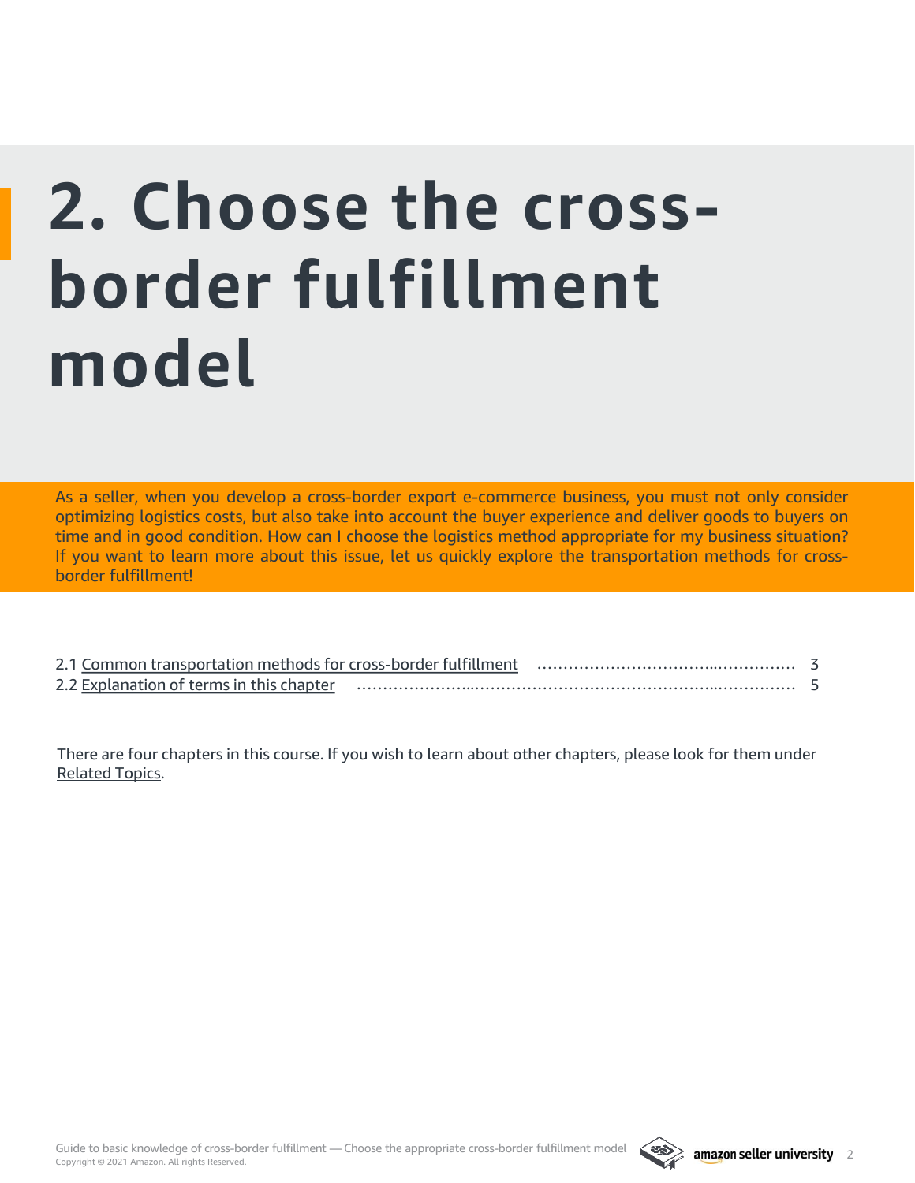# 2. Choose the cross-border fulfillment model

As a seller, when you develop a cross-border export e-commerce business, you must not only consider optimizing logistics costs, but also take into account the buyer experience and deliver goods to buyers on time and in good condition. How can I choose the logistics method appropriate for my business situation? If you want to learn more about this issue, let us quickly explore the transportation methods for cross-border fulfillment!

2.1 Common transportation methods for cross-border fulfillment ................................................ 3
2.2 Explanation of terms in this chapter ................................................................................ 5

There are four chapters in this course. If you wish to learn about other chapters, please look for them under Related Topics.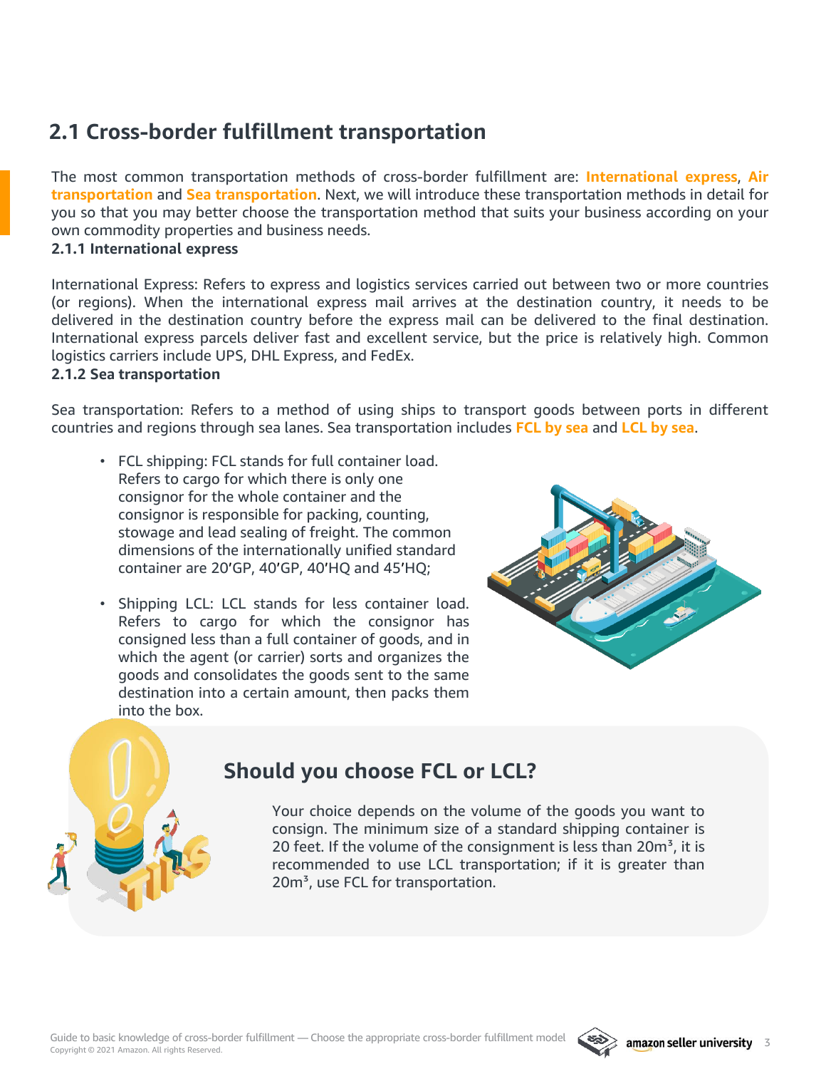## 2.1 Cross-border fulfillment transportation

The most common transportation methods of cross-border fulfillment are: **International express**, **Air transportation** and **Sea transportation**. Next, we will introduce these transportation methods in detail for you so that you may better choose the transportation method that suits your business according on your own commodity properties and business needs.

### 2.1.1 International express

International Express: Refers to express and logistics services carried out between two or more countries (or regions). When the international express mail arrives at the destination country, it needs to be delivered in the destination country before the express mail can be delivered to the final destination. International express parcels deliver fast and excellent service, but the price is relatively high. Common logistics carriers include UPS, DHL Express, and FedEx.

### 2.1.2 Sea transportation

Sea transportation: Refers to a method of using ships to transport goods between ports in different countries and regions through sea lanes. Sea transportation includes **FCL by sea** and **LCL by sea**.

- FCL shipping: FCL stands for full container load. Refers to cargo for which there is only one consignor for the whole container and the consignor is responsible for packing, counting, stowage and lead sealing of freight. The common dimensions of the internationally unified standard container are 20'GP, 40'GP, 40'HQ and 45'HQ;
- Shipping LCL: LCL stands for less container load. Refers to cargo for which the consignor has consigned less than a full container of goods, and in which the agent (or carrier) sorts and organizes the goods and consolidates the goods sent to the same destination into a certain amount, then packs them into the box.

### Should you choose FCL or LCL?

Your choice depends on the volume of the goods you want to consign. The minimum size of a standard shipping container is 20 feet. If the volume of the consignment is less than 20m³, it is recommended to use LCL transportation; if it is greater than 20m³, use FCL for transportation.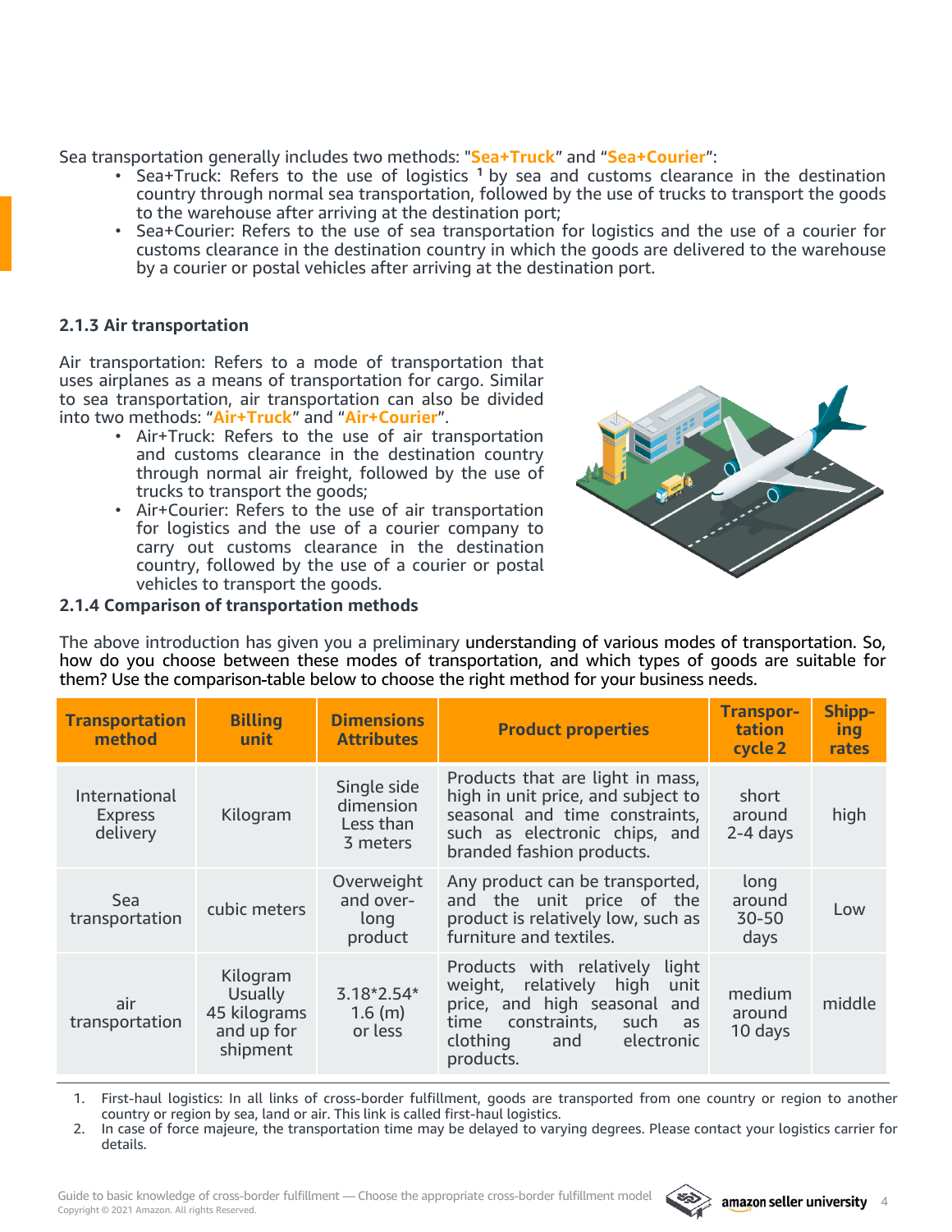Sea transportation generally includes two methods: "**Sea+Truck**" and "**Sea+Courier**":

- Sea+Truck: Refers to the use of logistics [1] by sea and customs clearance in the destination country through normal sea transportation, followed by the use of trucks to transport the goods to the warehouse after arriving at the destination port;
- Sea+Courier: Refers to the use of sea transportation for logistics and the use of a courier for customs clearance in the destination country in which the goods are delivered to the warehouse by a courier or postal vehicles after arriving at the destination port.

### 2.1.3 Air transportation

Air transportation: Refers to a mode of transportation that uses airplanes as a means of transportation for cargo. Similar to sea transportation, air transportation can also be divided into two methods: "**Air+Truck**" and "**Air+Courier**".

- Air+Truck: Refers to the use of air transportation and customs clearance in the destination country through normal air freight, followed by the use of trucks to transport the goods;
- Air+Courier: Refers to the use of air transportation for logistics and the use of a courier company to carry out customs clearance in the destination country, followed by the use of a courier or postal vehicles to transport the goods.

### 2.1.4 Comparison of transportation methods

The above introduction has given you a preliminary understanding of various modes of transportation. So, how do you choose between these modes of transportation, and which types of goods are suitable for them? Use the comparison-table below to choose the right method for your business needs.

| Transportation method | Billing unit | Dimensions Attributes | Product properties | Transportation cycle 2 | Shipping rates |
|---|---|---|---|---|---|
| International Express delivery | Kilogram | Single side dimension Less than 3 meters | Products that are light in mass, high in unit price, and subject to seasonal and time constraints, such as electronic chips, and branded fashion products. | short around 2-4 days | high |
| Sea transportation | cubic meters | Overweight and over-long product | Any product can be transported, and the unit price of the product is relatively low, such as furniture and textiles. | long around 30-50 days | Low |
| air transportation | Kilogram Usually 45 kilograms and up for shipment | 3.18*2.54*1.6 (m) or less | Products with relatively light weight, relatively high unit price, and high seasonal and time constraints, such as clothing and electronic products. | medium around 10 days | middle |

1. First-haul logistics: In all links of cross-border fulfillment, goods are transported from one country or region to another country or region by sea, land or air. This link is called first-haul logistics.
2. In case of force majeure, the transportation time may be delayed to varying degrees. Please contact your logistics carrier for details.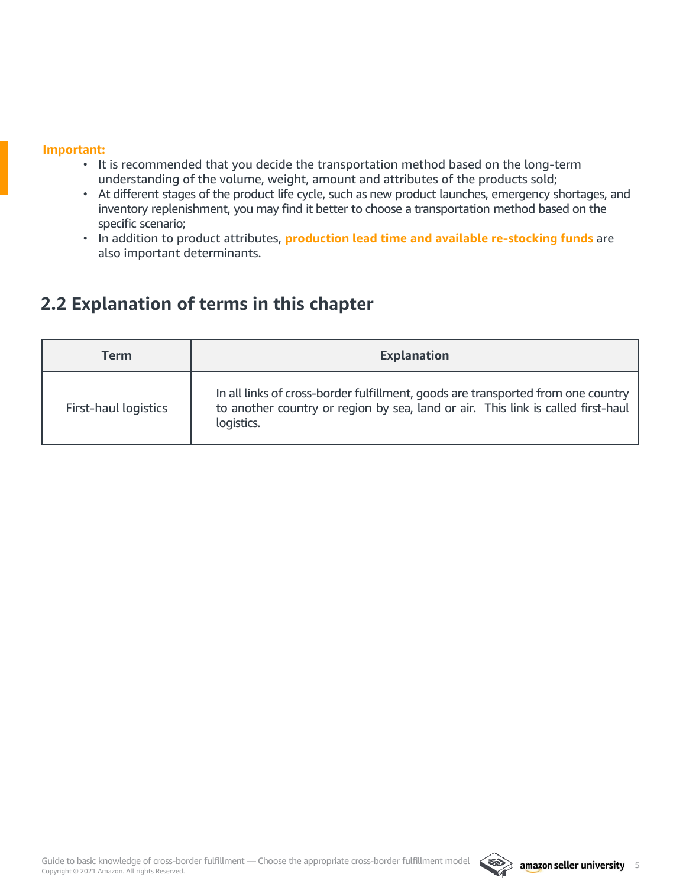**Important:**

- It is recommended that you decide the transportation method based on the long-term understanding of the volume, weight, amount and attributes of the products sold;
- At different stages of the product life cycle, such as new product launches, emergency shortages, and inventory replenishment, you may find it better to choose a transportation method based on the specific scenario;
- In addition to product attributes, **production lead time and available re-stocking funds** are also important determinants.

## 2.2 Explanation of terms in this chapter

| Term | Explanation |
| --- | --- |
| First-haul logistics | In all links of cross-border fulfillment, goods are transported from one country to another country or region by sea, land or air. This link is called first-haul logistics. |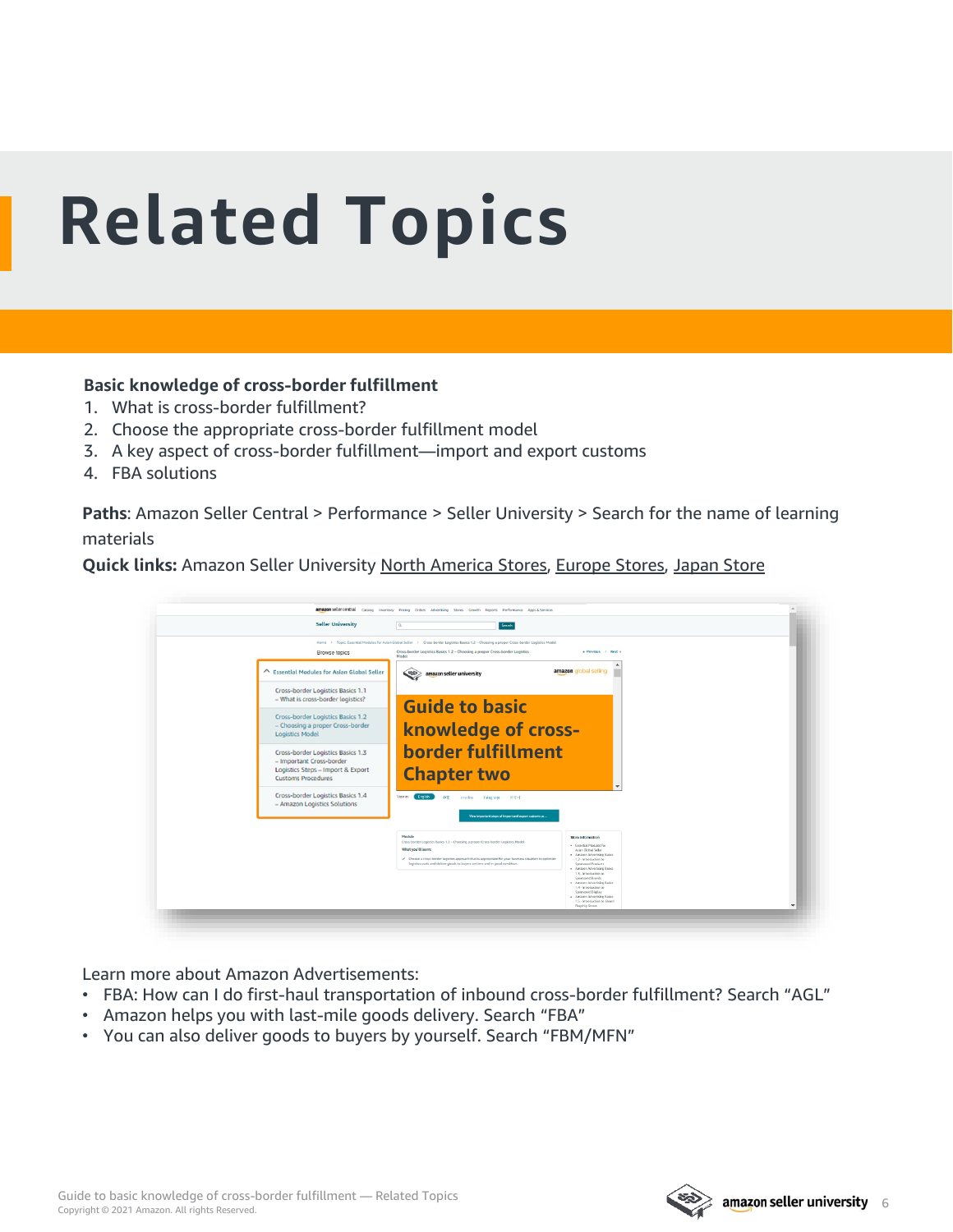# Related Topics

**Basic knowledge of cross-border fulfillment**

1. What is cross-border fulfillment?
2. Choose the appropriate cross-border fulfillment model
3. A key aspect of cross-border fulfillment—import and export customs
4. FBA solutions

**Paths**: Amazon Seller Central > Performance > Seller University > Search for the name of learning materials

**Quick links:** Amazon Seller University North America Stores, Europe Stores, Japan Store

Learn more about Amazon Advertisements:

- FBA: How can I do first-haul transportation of inbound cross-border fulfillment? Search “AGL”
- Amazon helps you with last-mile goods delivery. Search “FBA”
- You can also deliver goods to buyers by yourself. Search “FBM/MFN”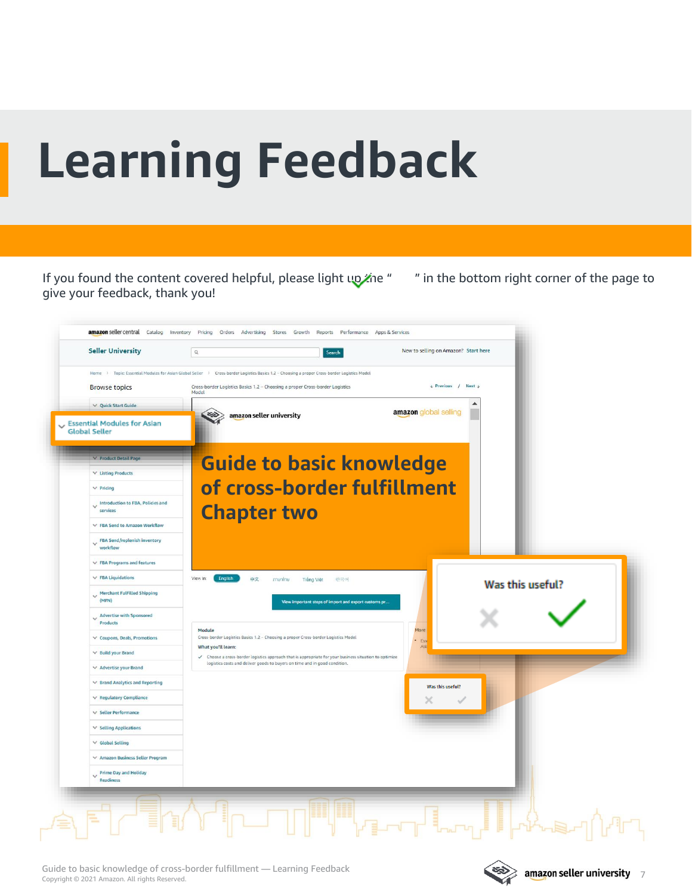# Learning Feedback

If you found the content covered helpful, please light up the " ✓ " in the bottom right corner of the page to give your feedback, thank you!